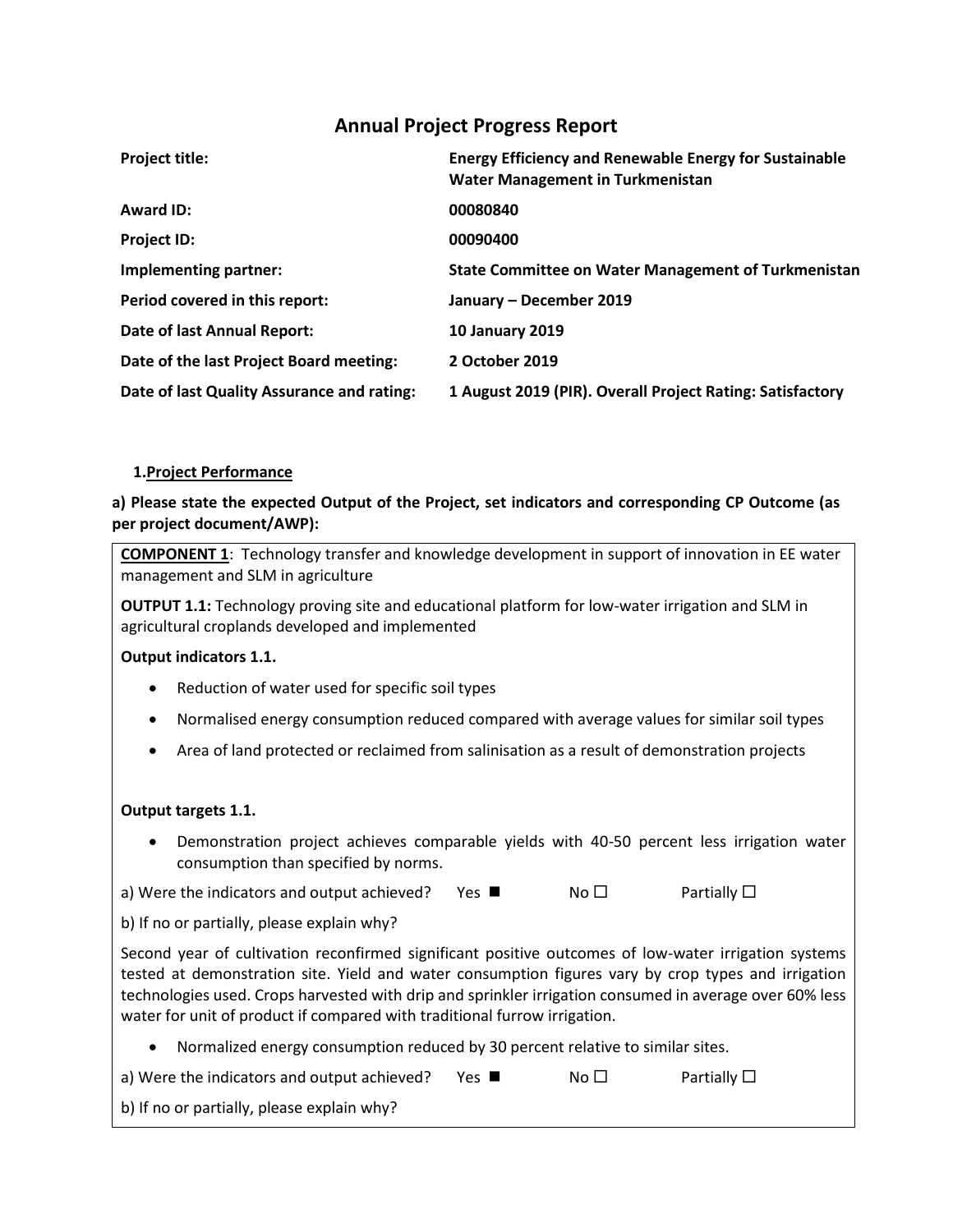# Annual Project Progress Report

| | |
|---|---|
| **Project title:** | **Energy Efficiency and Renewable Energy for Sustainable Water Management in Turkmenistan** |
| **Award ID:** | **00080840** |
| **Project ID:** | **00090400** |
| **Implementing partner:** | **State Committee on Water Management of Turkmenistan** |
| **Period covered in this report:** | **January – December 2019** |
| **Date of last Annual Report:** | **10 January 2019** |
| **Date of the last Project Board meeting:** | **2 October 2019** |
| **Date of last Quality Assurance and rating:** | **1 August 2019 (PIR). Overall Project Rating: Satisfactory** |

## 1. Project Performance

**a) Please state the expected Output of the Project, set indicators and corresponding CP Outcome (as per project document/AWP):**

**COMPONENT 1**: Technology transfer and knowledge development in support of innovation in EE water management and SLM in agriculture

**OUTPUT 1.1:** Technology proving site and educational platform for low-water irrigation and SLM in agricultural croplands developed and implemented

**Output indicators 1.1.**

- Reduction of water used for specific soil types
- Normalised energy consumption reduced compared with average values for similar soil types
- Area of land protected or reclaimed from salinisation as a result of demonstration projects

**Output targets 1.1.**

- Demonstration project achieves comparable yields with 40-50 percent less irrigation water consumption than specified by norms.

a) Were the indicators and output achieved? Yes ■ No ☐ Partially ☐

b) If no or partially, please explain why?

Second year of cultivation reconfirmed significant positive outcomes of low-water irrigation systems tested at demonstration site. Yield and water consumption figures vary by crop types and irrigation technologies used. Crops harvested with drip and sprinkler irrigation consumed in average over 60% less water for unit of product if compared with traditional furrow irrigation.

- Normalized energy consumption reduced by 30 percent relative to similar sites.

a) Were the indicators and output achieved? Yes ■ No ☐ Partially ☐

b) If no or partially, please explain why?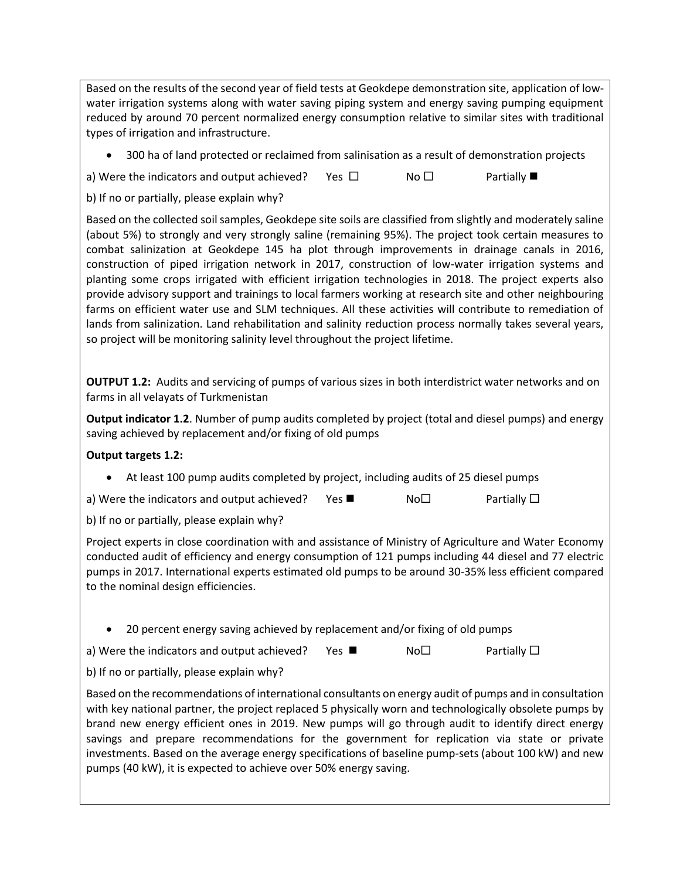Based on the results of the second year of field tests at Geokdepe demonstration site, application of low-water irrigation systems along with water saving piping system and energy saving pumping equipment reduced by around 70 percent normalized energy consumption relative to similar sites with traditional types of irrigation and infrastructure.

- 300 ha of land protected or reclaimed from salinisation as a result of demonstration projects

a) Were the indicators and output achieved? Yes ☐ No ☐ Partially ■

b) If no or partially, please explain why?

Based on the collected soil samples, Geokdepe site soils are classified from slightly and moderately saline (about 5%) to strongly and very strongly saline (remaining 95%). The project took certain measures to combat salinization at Geokdepe 145 ha plot through improvements in drainage canals in 2016, construction of piped irrigation network in 2017, construction of low-water irrigation systems and planting some crops irrigated with efficient irrigation technologies in 2018. The project experts also provide advisory support and trainings to local farmers working at research site and other neighbouring farms on efficient water use and SLM techniques. All these activities will contribute to remediation of lands from salinization. Land rehabilitation and salinity reduction process normally takes several years, so project will be monitoring salinity level throughout the project lifetime.

**OUTPUT 1.2:** Audits and servicing of pumps of various sizes in both interdistrict water networks and on farms in all velayats of Turkmenistan

**Output indicator 1.2**. Number of pump audits completed by project (total and diesel pumps) and energy saving achieved by replacement and/or fixing of old pumps

**Output targets 1.2:**

- At least 100 pump audits completed by project, including audits of 25 diesel pumps

a) Were the indicators and output achieved? Yes ■ No☐ Partially ☐

b) If no or partially, please explain why?

Project experts in close coordination with and assistance of Ministry of Agriculture and Water Economy conducted audit of efficiency and energy consumption of 121 pumps including 44 diesel and 77 electric pumps in 2017. International experts estimated old pumps to be around 30-35% less efficient compared to the nominal design efficiencies.

- 20 percent energy saving achieved by replacement and/or fixing of old pumps

a) Were the indicators and output achieved? Yes ■ No☐ Partially ☐

b) If no or partially, please explain why?

Based on the recommendations of international consultants on energy audit of pumps and in consultation with key national partner, the project replaced 5 physically worn and technologically obsolete pumps by brand new energy efficient ones in 2019. New pumps will go through audit to identify direct energy savings and prepare recommendations for the government for replication via state or private investments. Based on the average energy specifications of baseline pump-sets (about 100 kW) and new pumps (40 kW), it is expected to achieve over 50% energy saving.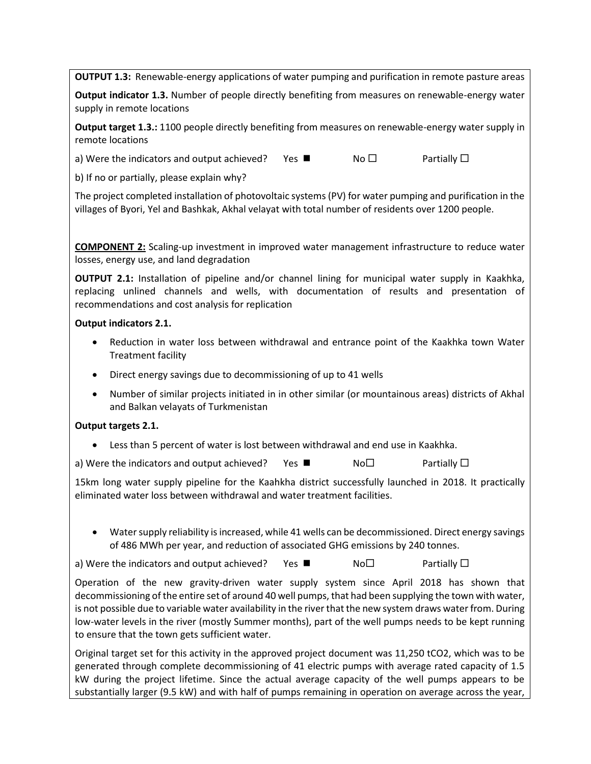**OUTPUT 1.3:** Renewable-energy applications of water pumping and purification in remote pasture areas

**Output indicator 1.3.** Number of people directly benefiting from measures on renewable-energy water supply in remote locations

**Output target 1.3.:** 1100 people directly benefiting from measures on renewable-energy water supply in remote locations

a) Were the indicators and output achieved? Yes ■ No ☐ Partially ☐

b) If no or partially, please explain why?

The project completed installation of photovoltaic systems (PV) for water pumping and purification in the villages of Byori, Yel and Bashkak, Akhal velayat with total number of residents over 1200 people.

**COMPONENT 2:** Scaling-up investment in improved water management infrastructure to reduce water losses, energy use, and land degradation

**OUTPUT 2.1:** Installation of pipeline and/or channel lining for municipal water supply in Kaakhka, replacing unlined channels and wells, with documentation of results and presentation of recommendations and cost analysis for replication

**Output indicators 2.1.**

- Reduction in water loss between withdrawal and entrance point of the Kaakhka town Water Treatment facility
- Direct energy savings due to decommissioning of up to 41 wells
- Number of similar projects initiated in in other similar (or mountainous areas) districts of Akhal and Balkan velayats of Turkmenistan

**Output targets 2.1.**

- Less than 5 percent of water is lost between withdrawal and end use in Kaakhka.

a) Were the indicators and output achieved? Yes ■ No☐ Partially ☐

15km long water supply pipeline for the Kaahkha district successfully launched in 2018. It practically eliminated water loss between withdrawal and water treatment facilities.

- Water supply reliability is increased, while 41 wells can be decommissioned. Direct energy savings of 486 MWh per year, and reduction of associated GHG emissions by 240 tonnes.

a) Were the indicators and output achieved? Yes ■ No☐ Partially ☐

Operation of the new gravity-driven water supply system since April 2018 has shown that decommissioning of the entire set of around 40 well pumps, that had been supplying the town with water, is not possible due to variable water availability in the river that the new system draws water from. During low-water levels in the river (mostly Summer months), part of the well pumps needs to be kept running to ensure that the town gets sufficient water.

Original target set for this activity in the approved project document was 11,250 $tCO_2$, which was to be generated through complete decommissioning of 41 electric pumps with average rated capacity of 1.5 kW during the project lifetime. Since the actual average capacity of the well pumps appears to be substantially larger (9.5 kW) and with half of pumps remaining in operation on average across the year,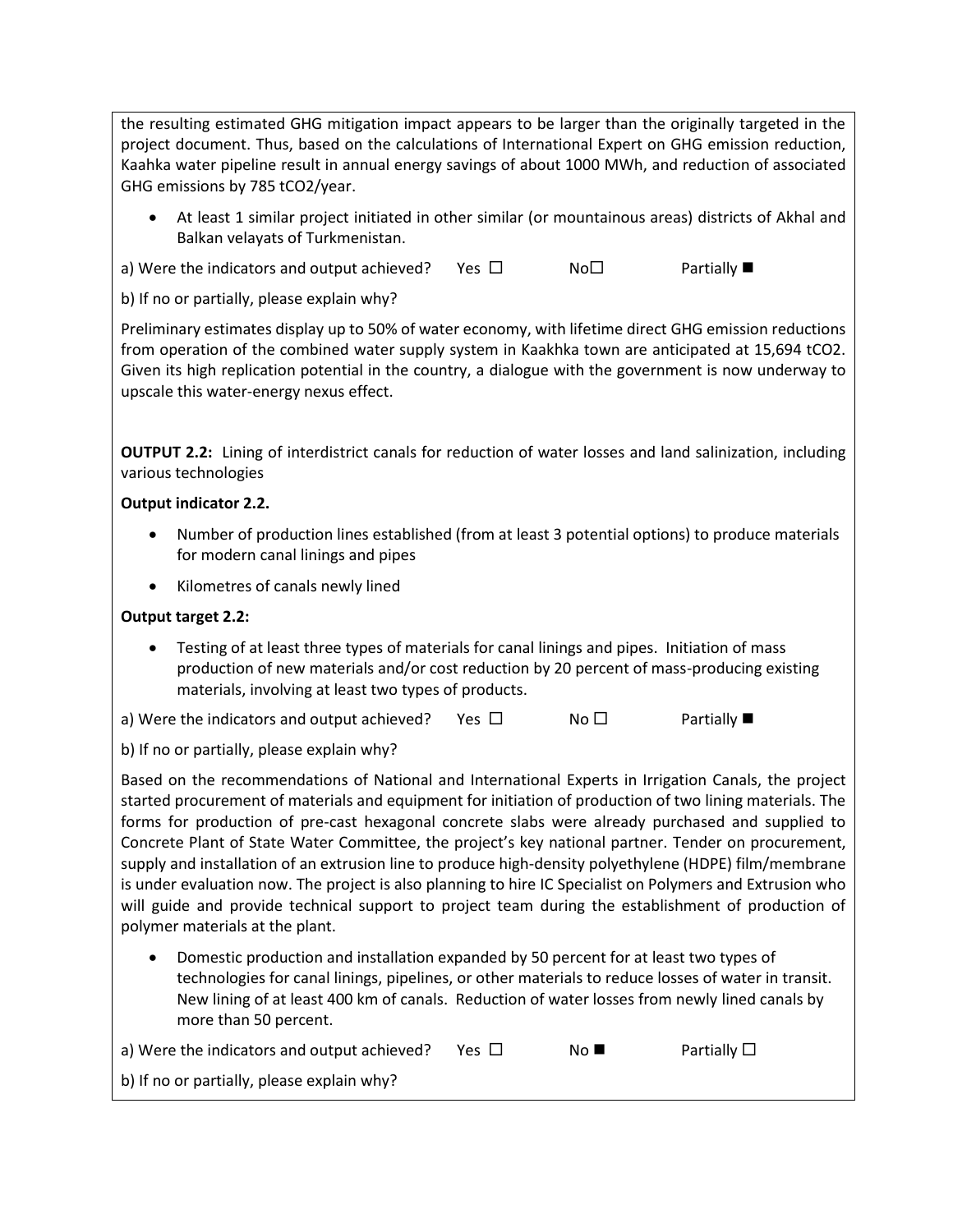the resulting estimated GHG mitigation impact appears to be larger than the originally targeted in the project document. Thus, based on the calculations of International Expert on GHG emission reduction, Kaahka water pipeline result in annual energy savings of about 1000 MWh, and reduction of associated GHG emissions by 785 $tCO_2$/year.

- At least 1 similar project initiated in other similar (or mountainous areas) districts of Akhal and Balkan velayats of Turkmenistan.

a) Were the indicators and output achieved? Yes ☐ No☐ Partially ■

b) If no or partially, please explain why?

Preliminary estimates display up to 50% of water economy, with lifetime direct GHG emission reductions from operation of the combined water supply system in Kaakhka town are anticipated at 15,694 $tCO_2$. Given its high replication potential in the country, a dialogue with the government is now underway to upscale this water-energy nexus effect.

**OUTPUT 2.2:** Lining of interdistrict canals for reduction of water losses and land salinization, including various technologies

**Output indicator 2.2.**

- Number of production lines established (from at least 3 potential options) to produce materials for modern canal linings and pipes
- Kilometres of canals newly lined

**Output target 2.2:**

- Testing of at least three types of materials for canal linings and pipes. Initiation of mass production of new materials and/or cost reduction by 20 percent of mass-producing existing materials, involving at least two types of products.

a) Were the indicators and output achieved? Yes ☐ No ☐ Partially ■

b) If no or partially, please explain why?

Based on the recommendations of National and International Experts in Irrigation Canals, the project started procurement of materials and equipment for initiation of production of two lining materials. The forms for production of pre-cast hexagonal concrete slabs were already purchased and supplied to Concrete Plant of State Water Committee, the project's key national partner. Tender on procurement, supply and installation of an extrusion line to produce high-density polyethylene (HDPE) film/membrane is under evaluation now. The project is also planning to hire IC Specialist on Polymers and Extrusion who will guide and provide technical support to project team during the establishment of production of polymer materials at the plant.

- Domestic production and installation expanded by 50 percent for at least two types of technologies for canal linings, pipelines, or other materials to reduce losses of water in transit. New lining of at least 400 km of canals. Reduction of water losses from newly lined canals by more than 50 percent.

a) Were the indicators and output achieved? Yes ☐ No ■ Partially ☐

b) If no or partially, please explain why?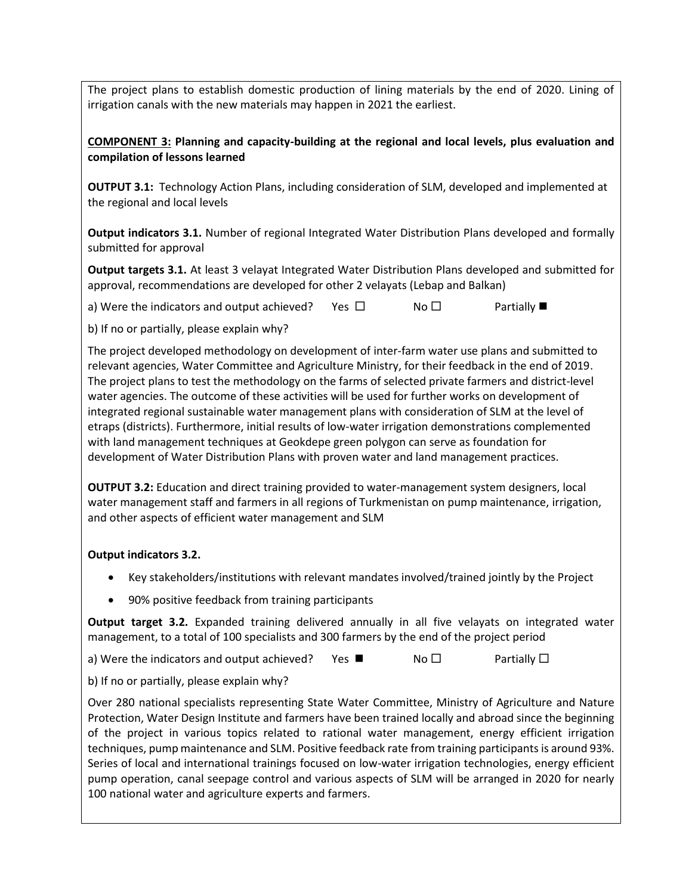The project plans to establish domestic production of lining materials by the end of 2020. Lining of irrigation canals with the new materials may happen in 2021 the earliest.

**COMPONENT 3: Planning and capacity-building at the regional and local levels, plus evaluation and compilation of lessons learned**

**OUTPUT 3.1:** Technology Action Plans, including consideration of SLM, developed and implemented at the regional and local levels

**Output indicators 3.1.** Number of regional Integrated Water Distribution Plans developed and formally submitted for approval

**Output targets 3.1.** At least 3 velayat Integrated Water Distribution Plans developed and submitted for approval, recommendations are developed for other 2 velayats (Lebap and Balkan)

a) Were the indicators and output achieved? Yes ☐ No ☐ Partially ■

b) If no or partially, please explain why?

The project developed methodology on development of inter-farm water use plans and submitted to relevant agencies, Water Committee and Agriculture Ministry, for their feedback in the end of 2019. The project plans to test the methodology on the farms of selected private farmers and district-level water agencies. The outcome of these activities will be used for further works on development of integrated regional sustainable water management plans with consideration of SLM at the level of etraps (districts). Furthermore, initial results of low-water irrigation demonstrations complemented with land management techniques at Geokdepe green polygon can serve as foundation for development of Water Distribution Plans with proven water and land management practices.

**OUTPUT 3.2:** Education and direct training provided to water-management system designers, local water management staff and farmers in all regions of Turkmenistan on pump maintenance, irrigation, and other aspects of efficient water management and SLM

**Output indicators 3.2.**

- Key stakeholders/institutions with relevant mandates involved/trained jointly by the Project
- 90% positive feedback from training participants

**Output target 3.2.** Expanded training delivered annually in all five velayats on integrated water management, to a total of 100 specialists and 300 farmers by the end of the project period

a) Were the indicators and output achieved? Yes ■ No ☐ Partially ☐

b) If no or partially, please explain why?

Over 280 national specialists representing State Water Committee, Ministry of Agriculture and Nature Protection, Water Design Institute and farmers have been trained locally and abroad since the beginning of the project in various topics related to rational water management, energy efficient irrigation techniques, pump maintenance and SLM. Positive feedback rate from training participants is around 93%. Series of local and international trainings focused on low-water irrigation technologies, energy efficient pump operation, canal seepage control and various aspects of SLM will be arranged in 2020 for nearly 100 national water and agriculture experts and farmers.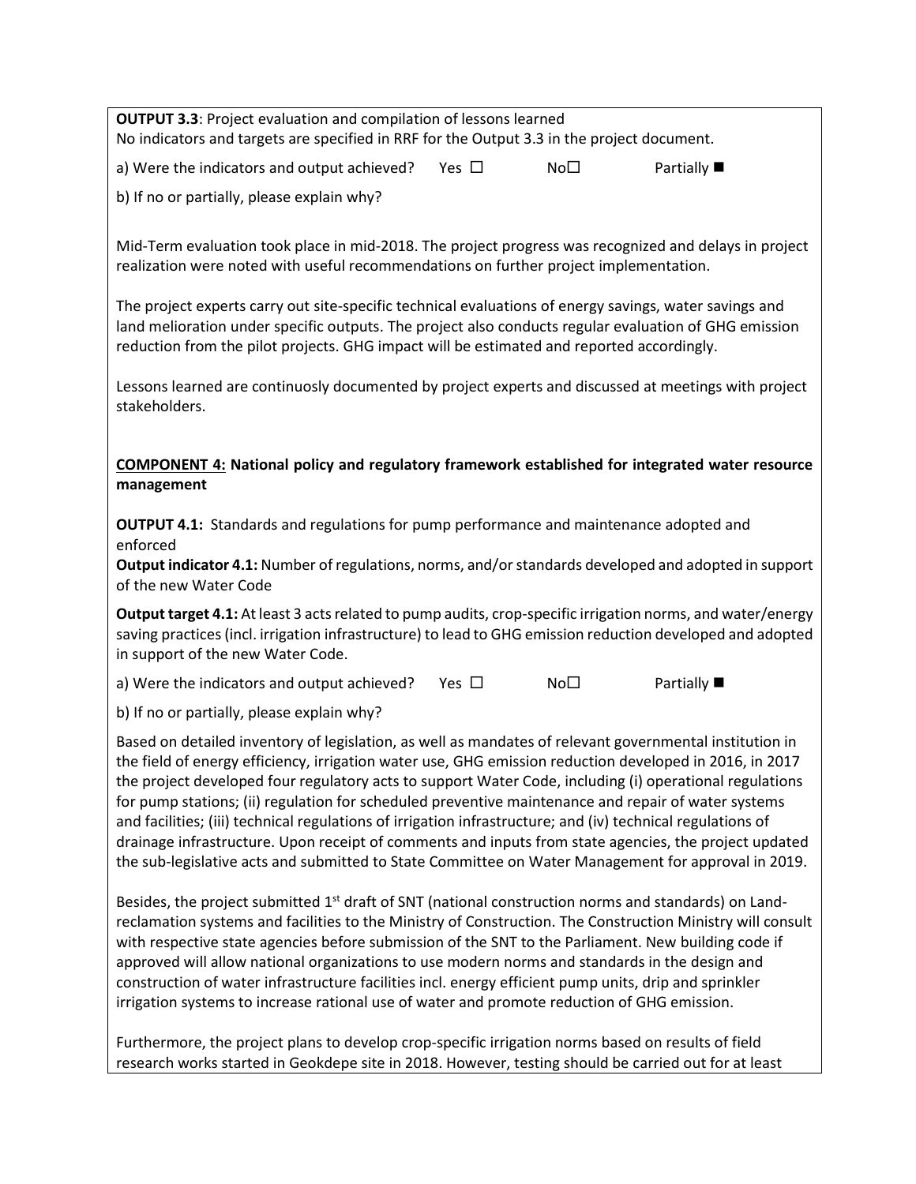**OUTPUT 3.3**: Project evaluation and compilation of lessons learned
No indicators and targets are specified in RRF for the Output 3.3 in the project document.

a) Were the indicators and output achieved? Yes ☐ No☐ Partially ■

b) If no or partially, please explain why?

Mid-Term evaluation took place in mid-2018. The project progress was recognized and delays in project realization were noted with useful recommendations on further project implementation.

The project experts carry out site-specific technical evaluations of energy savings, water savings and land melioration under specific outputs. The project also conducts regular evaluation of GHG emission reduction from the pilot projects. GHG impact will be estimated and reported accordingly.

Lessons learned are continuosly documented by project experts and discussed at meetings with project stakeholders.

**COMPONENT 4: National policy and regulatory framework established for integrated water resource management**

**OUTPUT 4.1:** Standards and regulations for pump performance and maintenance adopted and enforced
**Output indicator 4.1:** Number of regulations, norms, and/or standards developed and adopted in support of the new Water Code

**Output target 4.1:** At least 3 acts related to pump audits, crop-specific irrigation norms, and water/energy saving practices (incl. irrigation infrastructure) to lead to GHG emission reduction developed and adopted in support of the new Water Code.

a) Were the indicators and output achieved? Yes ☐ No☐ Partially ■

b) If no or partially, please explain why?

Based on detailed inventory of legislation, as well as mandates of relevant governmental institution in the field of energy efficiency, irrigation water use, GHG emission reduction developed in 2016, in 2017 the project developed four regulatory acts to support Water Code, including (i) operational regulations for pump stations; (ii) regulation for scheduled preventive maintenance and repair of water systems and facilities; (iii) technical regulations of irrigation infrastructure; and (iv) technical regulations of drainage infrastructure. Upon receipt of comments and inputs from state agencies, the project updated the sub-legislative acts and submitted to State Committee on Water Management for approval in 2019.

Besides, the project submitted 1st draft of SNT (national construction norms and standards) on Land-reclamation systems and facilities to the Ministry of Construction. The Construction Ministry will consult with respective state agencies before submission of the SNT to the Parliament. New building code if approved will allow national organizations to use modern norms and standards in the design and construction of water infrastructure facilities incl. energy efficient pump units, drip and sprinkler irrigation systems to increase rational use of water and promote reduction of GHG emission.

Furthermore, the project plans to develop crop-specific irrigation norms based on results of field research works started in Geokdepe site in 2018. However, testing should be carried out for at least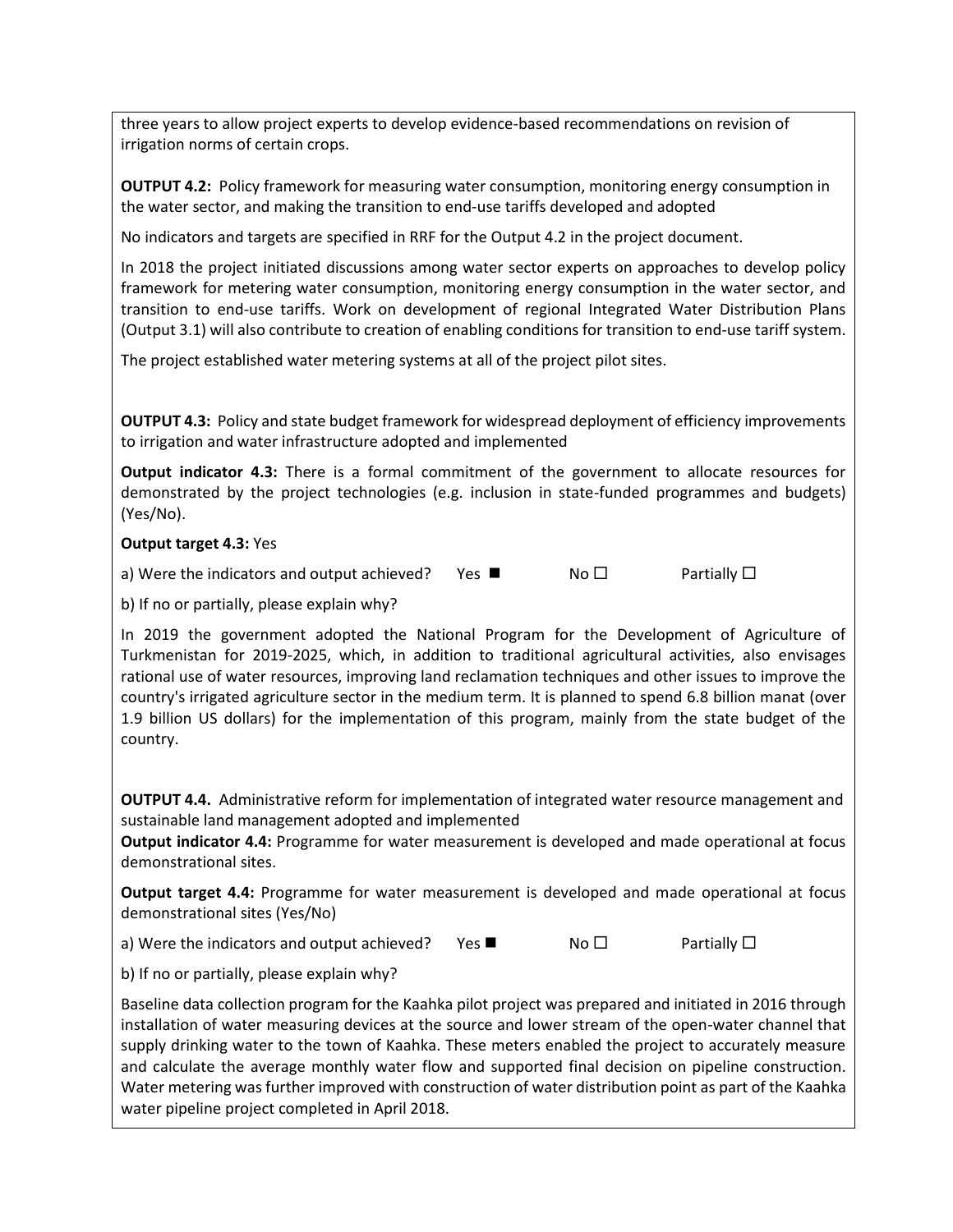three years to allow project experts to develop evidence-based recommendations on revision of irrigation norms of certain crops.

**OUTPUT 4.2:** Policy framework for measuring water consumption, monitoring energy consumption in the water sector, and making the transition to end-use tariffs developed and adopted

No indicators and targets are specified in RRF for the Output 4.2 in the project document.

In 2018 the project initiated discussions among water sector experts on approaches to develop policy framework for metering water consumption, monitoring energy consumption in the water sector, and transition to end-use tariffs. Work on development of regional Integrated Water Distribution Plans (Output 3.1) will also contribute to creation of enabling conditions for transition to end-use tariff system.

The project established water metering systems at all of the project pilot sites.

**OUTPUT 4.3:** Policy and state budget framework for widespread deployment of efficiency improvements to irrigation and water infrastructure adopted and implemented

**Output indicator 4.3:** There is a formal commitment of the government to allocate resources for demonstrated by the project technologies (e.g. inclusion in state-funded programmes and budgets) (Yes/No).

**Output target 4.3:** Yes

a) Were the indicators and output achieved? Yes ■ No ☐ Partially ☐

b) If no or partially, please explain why?

In 2019 the government adopted the National Program for the Development of Agriculture of Turkmenistan for 2019-2025, which, in addition to traditional agricultural activities, also envisages rational use of water resources, improving land reclamation techniques and other issues to improve the country's irrigated agriculture sector in the medium term. It is planned to spend 6.8 billion manat (over 1.9 billion US dollars) for the implementation of this program, mainly from the state budget of the country.

**OUTPUT 4.4.** Administrative reform for implementation of integrated water resource management and sustainable land management adopted and implemented

**Output indicator 4.4:** Programme for water measurement is developed and made operational at focus demonstrational sites.

**Output target 4.4:** Programme for water measurement is developed and made operational at focus demonstrational sites (Yes/No)

a) Were the indicators and output achieved? Yes ■ No ☐ Partially ☐

b) If no or partially, please explain why?

Baseline data collection program for the Kaahka pilot project was prepared and initiated in 2016 through installation of water measuring devices at the source and lower stream of the open-water channel that supply drinking water to the town of Kaahka. These meters enabled the project to accurately measure and calculate the average monthly water flow and supported final decision on pipeline construction. Water metering was further improved with construction of water distribution point as part of the Kaahka water pipeline project completed in April 2018.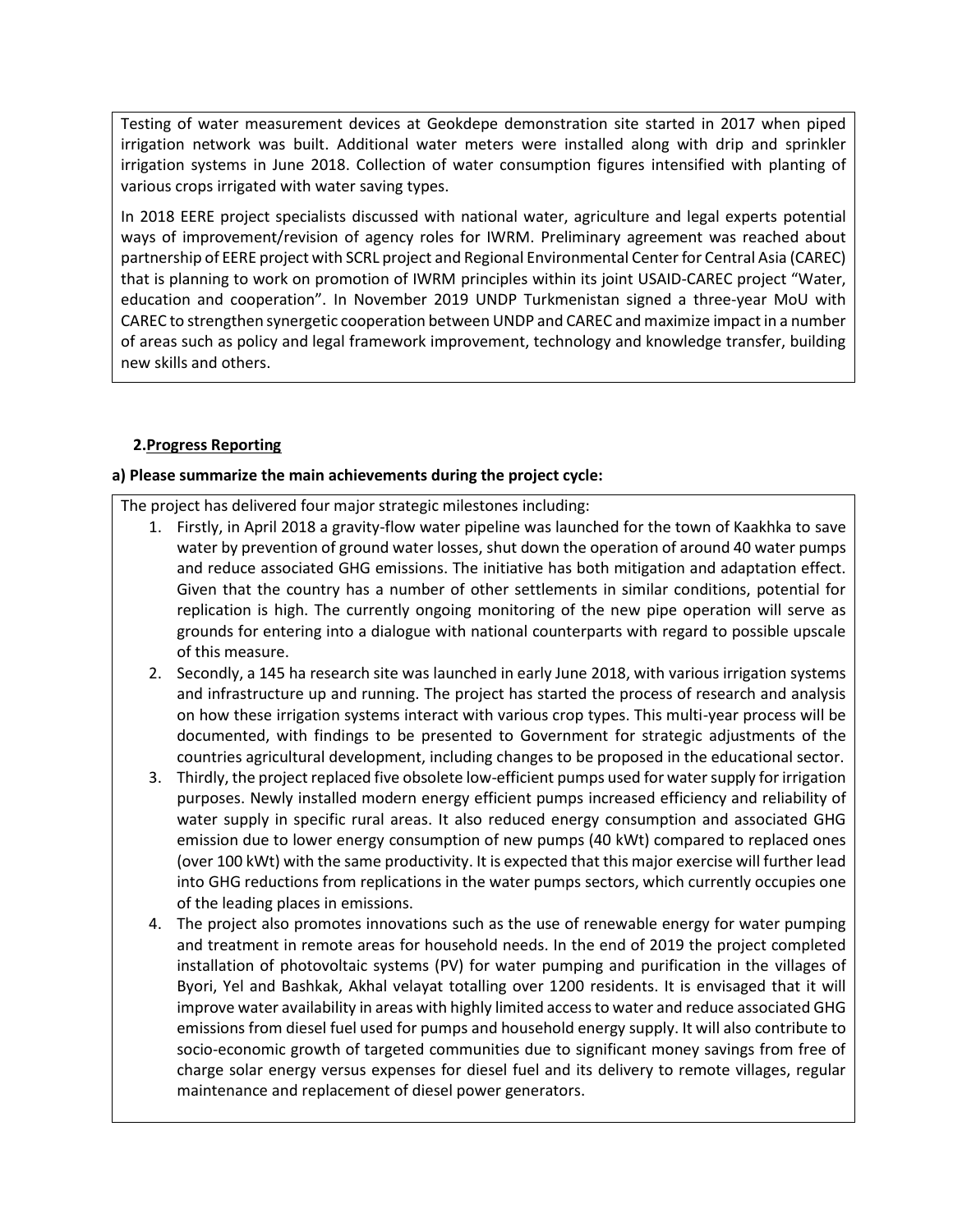Testing of water measurement devices at Geokdepe demonstration site started in 2017 when piped irrigation network was built. Additional water meters were installed along with drip and sprinkler irrigation systems in June 2018. Collection of water consumption figures intensified with planting of various crops irrigated with water saving types.

In 2018 EERE project specialists discussed with national water, agriculture and legal experts potential ways of improvement/revision of agency roles for IWRM. Preliminary agreement was reached about partnership of EERE project with SCRL project and Regional Environmental Center for Central Asia (CAREC) that is planning to work on promotion of IWRM principles within its joint USAID-CAREC project "Water, education and cooperation". In November 2019 UNDP Turkmenistan signed a three-year MoU with CAREC to strengthen synergetic cooperation between UNDP and CAREC and maximize impact in a number of areas such as policy and legal framework improvement, technology and knowledge transfer, building new skills and others.

## 2. Progress Reporting

**a) Please summarize the main achievements during the project cycle:**

The project has delivered four major strategic milestones including:

1. Firstly, in April 2018 a gravity-flow water pipeline was launched for the town of Kaakhka to save water by prevention of ground water losses, shut down the operation of around 40 water pumps and reduce associated GHG emissions. The initiative has both mitigation and adaptation effect. Given that the country has a number of other settlements in similar conditions, potential for replication is high. The currently ongoing monitoring of the new pipe operation will serve as grounds for entering into a dialogue with national counterparts with regard to possible upscale of this measure.
2. Secondly, a 145 ha research site was launched in early June 2018, with various irrigation systems and infrastructure up and running. The project has started the process of research and analysis on how these irrigation systems interact with various crop types. This multi-year process will be documented, with findings to be presented to Government for strategic adjustments of the countries agricultural development, including changes to be proposed in the educational sector.
3. Thirdly, the project replaced five obsolete low-efficient pumps used for water supply for irrigation purposes. Newly installed modern energy efficient pumps increased efficiency and reliability of water supply in specific rural areas. It also reduced energy consumption and associated GHG emission due to lower energy consumption of new pumps (40 kWt) compared to replaced ones (over 100 kWt) with the same productivity. It is expected that this major exercise will further lead into GHG reductions from replications in the water pumps sectors, which currently occupies one of the leading places in emissions.
4. The project also promotes innovations such as the use of renewable energy for water pumping and treatment in remote areas for household needs. In the end of 2019 the project completed installation of photovoltaic systems (PV) for water pumping and purification in the villages of Byori, Yel and Bashkak, Akhal velayat totalling over 1200 residents. It is envisaged that it will improve water availability in areas with highly limited access to water and reduce associated GHG emissions from diesel fuel used for pumps and household energy supply. It will also contribute to socio-economic growth of targeted communities due to significant money savings from free of charge solar energy versus expenses for diesel fuel and its delivery to remote villages, regular maintenance and replacement of diesel power generators.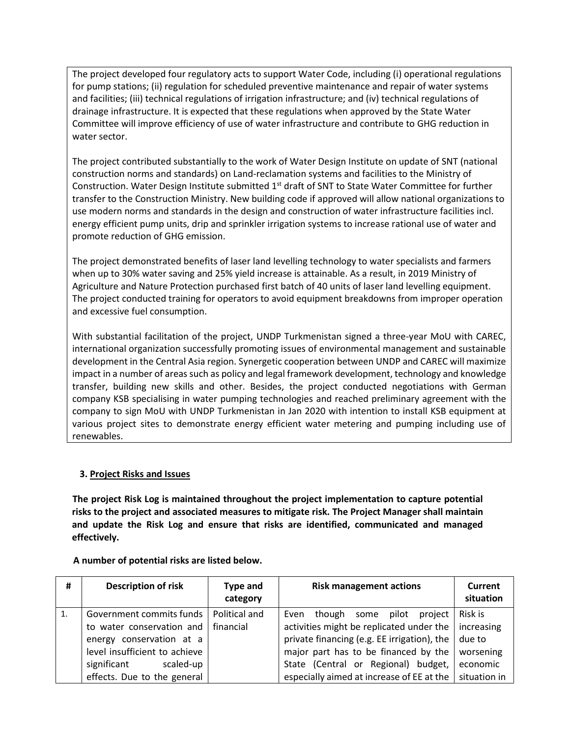The project developed four regulatory acts to support Water Code, including (i) operational regulations for pump stations; (ii) regulation for scheduled preventive maintenance and repair of water systems and facilities; (iii) technical regulations of irrigation infrastructure; and (iv) technical regulations of drainage infrastructure. It is expected that these regulations when approved by the State Water Committee will improve efficiency of use of water infrastructure and contribute to GHG reduction in water sector.

The project contributed substantially to the work of Water Design Institute on update of SNT (national construction norms and standards) on Land-reclamation systems and facilities to the Ministry of Construction. Water Design Institute submitted 1st draft of SNT to State Water Committee for further transfer to the Construction Ministry. New building code if approved will allow national organizations to use modern norms and standards in the design and construction of water infrastructure facilities incl. energy efficient pump units, drip and sprinkler irrigation systems to increase rational use of water and promote reduction of GHG emission.

The project demonstrated benefits of laser land levelling technology to water specialists and farmers when up to 30% water saving and 25% yield increase is attainable. As a result, in 2019 Ministry of Agriculture and Nature Protection purchased first batch of 40 units of laser land levelling equipment. The project conducted training for operators to avoid equipment breakdowns from improper operation and excessive fuel consumption.

With substantial facilitation of the project, UNDP Turkmenistan signed a three-year MoU with CAREC, international organization successfully promoting issues of environmental management and sustainable development in the Central Asia region. Synergetic cooperation between UNDP and CAREC will maximize impact in a number of areas such as policy and legal framework development, technology and knowledge transfer, building new skills and other. Besides, the project conducted negotiations with German company KSB specialising in water pumping technologies and reached preliminary agreement with the company to sign MoU with UNDP Turkmenistan in Jan 2020 with intention to install KSB equipment at various project sites to demonstrate energy efficient water metering and pumping including use of renewables.

## 3. Project Risks and Issues

**The project Risk Log is maintained throughout the project implementation to capture potential risks to the project and associated measures to mitigate risk. The Project Manager shall maintain and update the Risk Log and ensure that risks are identified, communicated and managed effectively.**

**A number of potential risks are listed below.**

| # | Description of risk | Type and category | Risk management actions | Current situation |
|---|---|---|---|---|
| 1. | Government commits funds to water conservation and energy conservation at a level insufficient to achieve significant scaled-up effects. Due to the general | Political and financial | Even though some pilot project activities might be replicated under the private financing (e.g. EE irrigation), the major part has to be financed by the State (Central or Regional) budget, especially aimed at increase of EE at the | Risk is increasing due to worsening economic situation in |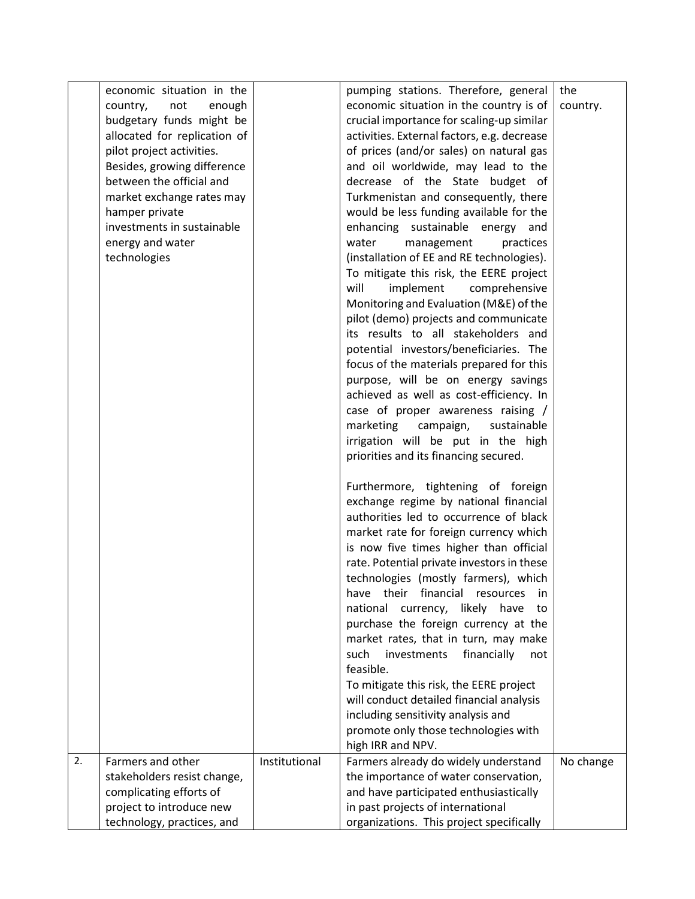| | | | | |
|---|---|---|---|---|
| | economic situation in the country, not enough budgetary funds might be allocated for replication of pilot project activities. Besides, growing difference between the official and market exchange rates may hamper private investments in sustainable energy and water technologies | | pumping stations. Therefore, general economic situation in the country is of crucial importance for scaling-up similar activities. External factors, e.g. decrease of prices (and/or sales) on natural gas and oil worldwide, may lead to the decrease of the State budget of Turkmenistan and consequently, there would be less funding available for the enhancing sustainable energy and water management practices (installation of EE and RE technologies). To mitigate this risk, the EERE project will implement comprehensive Monitoring and Evaluation (M&E) of the pilot (demo) projects and communicate its results to all stakeholders and potential investors/beneficiaries. The focus of the materials prepared for this purpose, will be on energy savings achieved as well as cost-efficiency. In case of proper awareness raising / marketing campaign, sustainable irrigation will be put in the high priorities and its financing secured.<br><br>Furthermore, tightening of foreign exchange regime by national financial authorities led to occurrence of black market rate for foreign currency which is now five times higher than official rate. Potential private investors in these technologies (mostly farmers), which have their financial resources in national currency, likely have to purchase the foreign currency at the market rates, that in turn, may make such investments financially not feasible.<br>To mitigate this risk, the EERE project will conduct detailed financial analysis including sensitivity analysis and promote only those technologies with high IRR and NPV. | the country. |
| 2. | Farmers and other stakeholders resist change, complicating efforts of project to introduce new technology, practices, and | Institutional | Farmers already do widely understand the importance of water conservation, and have participated enthusiastically in past projects of international organizations. This project specifically | No change |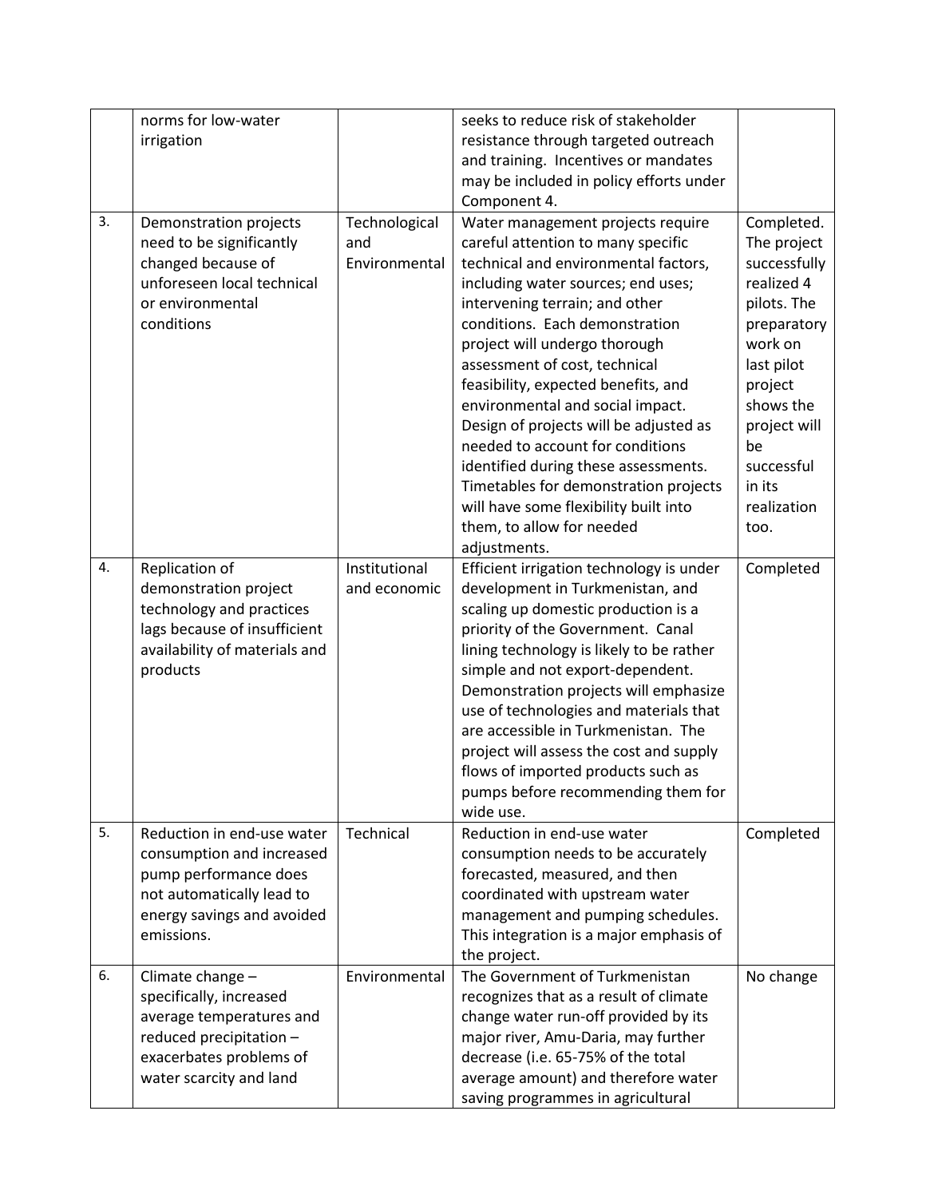|  |  |  |  |  |
|---|---|---|---|---|
|  | norms for low-water irrigation |  | seeks to reduce risk of stakeholder resistance through targeted outreach and training. Incentives or mandates may be included in policy efforts under Component 4. |  |
| 3. | Demonstration projects need to be significantly changed because of unforeseen local technical or environmental conditions | Technological and Environmental | Water management projects require careful attention to many specific technical and environmental factors, including water sources; end uses; intervening terrain; and other conditions. Each demonstration project will undergo thorough assessment of cost, technical feasibility, expected benefits, and environmental and social impact. Design of projects will be adjusted as needed to account for conditions identified during these assessments. Timetables for demonstration projects will have some flexibility built into them, to allow for needed adjustments. | Completed. The project successfully realized 4 pilots. The preparatory work on last pilot project shows the project will be successful in its realization too. |
| 4. | Replication of demonstration project technology and practices lags because of insufficient availability of materials and products | Institutional and economic | Efficient irrigation technology is under development in Turkmenistan, and scaling up domestic production is a priority of the Government. Canal lining technology is likely to be rather simple and not export-dependent. Demonstration projects will emphasize use of technologies and materials that are accessible in Turkmenistan. The project will assess the cost and supply flows of imported products such as pumps before recommending them for wide use. | Completed |
| 5. | Reduction in end-use water consumption and increased pump performance does not automatically lead to energy savings and avoided emissions. | Technical | Reduction in end-use water consumption needs to be accurately forecasted, measured, and then coordinated with upstream water management and pumping schedules. This integration is a major emphasis of the project. | Completed |
| 6. | Climate change – specifically, increased average temperatures and reduced precipitation – exacerbates problems of water scarcity and land | Environmental | The Government of Turkmenistan recognizes that as a result of climate change water run-off provided by its major river, Amu-Daria, may further decrease (i.e. 65-75% of the total average amount) and therefore water saving programmes in agricultural | No change |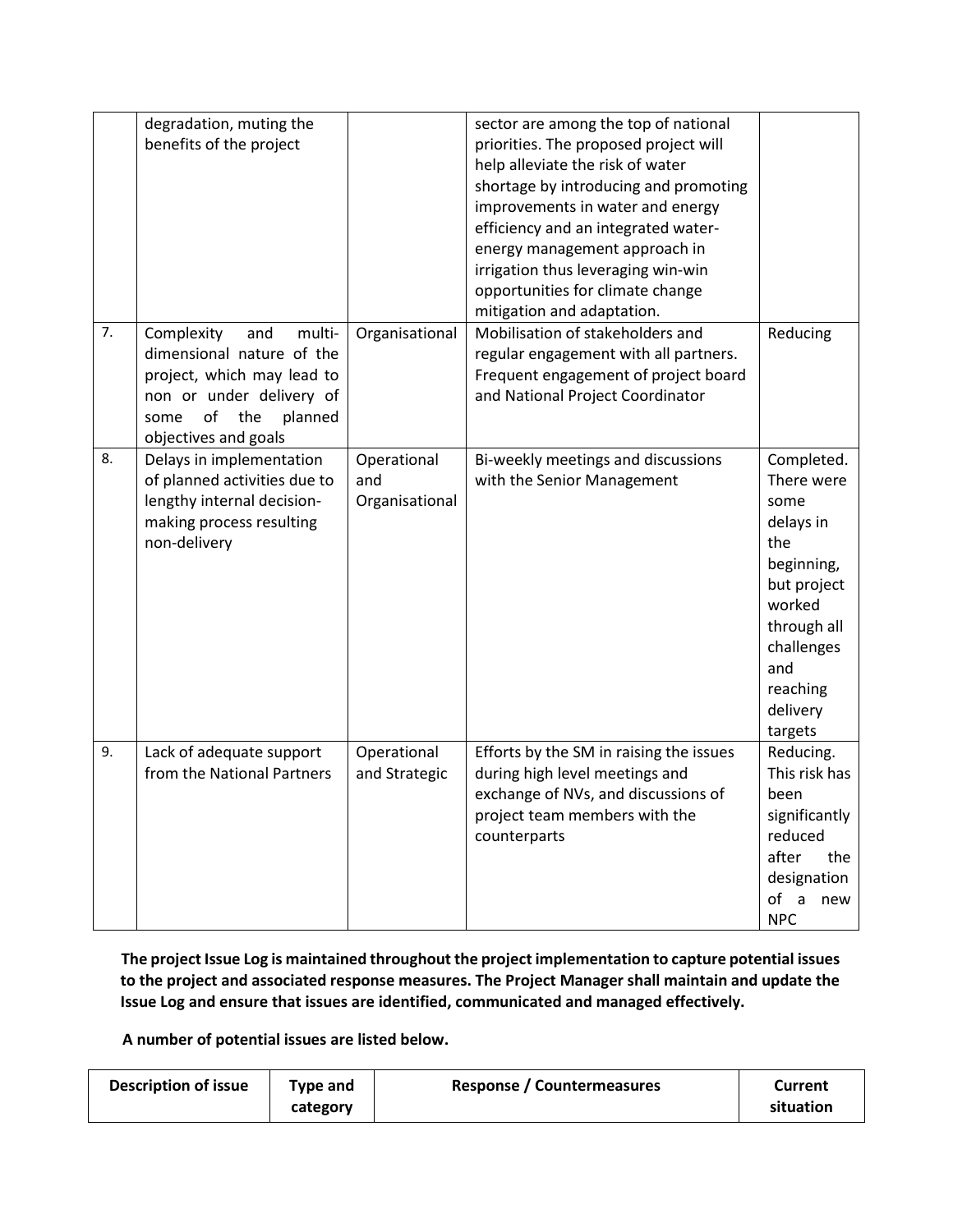| | | | | |
|---|---|---|---|---|
| | degradation, muting the benefits of the project | | sector are among the top of national priorities. The proposed project will help alleviate the risk of water shortage by introducing and promoting improvements in water and energy efficiency and an integrated water-energy management approach in irrigation thus leveraging win-win opportunities for climate change mitigation and adaptation. | |
| 7. | Complexity and multi-dimensional nature of the project, which may lead to non or under delivery of some of the planned objectives and goals | Organisational | Mobilisation of stakeholders and regular engagement with all partners. Frequent engagement of project board and National Project Coordinator | Reducing |
| 8. | Delays in implementation of planned activities due to lengthy internal decision-making process resulting non-delivery | Operational and Organisational | Bi-weekly meetings and discussions with the Senior Management | Completed. There were some delays in the beginning, but project worked through all challenges and reaching delivery targets |
| 9. | Lack of adequate support from the National Partners | Operational and Strategic | Efforts by the SM in raising the issues during high level meetings and exchange of NVs, and discussions of project team members with the counterparts | Reducing. This risk has been significantly reduced after the designation of a new NPC |

**The project Issue Log is maintained throughout the project implementation to capture potential issues to the project and associated response measures. The Project Manager shall maintain and update the Issue Log and ensure that issues are identified, communicated and managed effectively.**

**A number of potential issues are listed below.**

| Description of issue | Type and category | Response / Countermeasures | Current situation |
|---|---|---|---|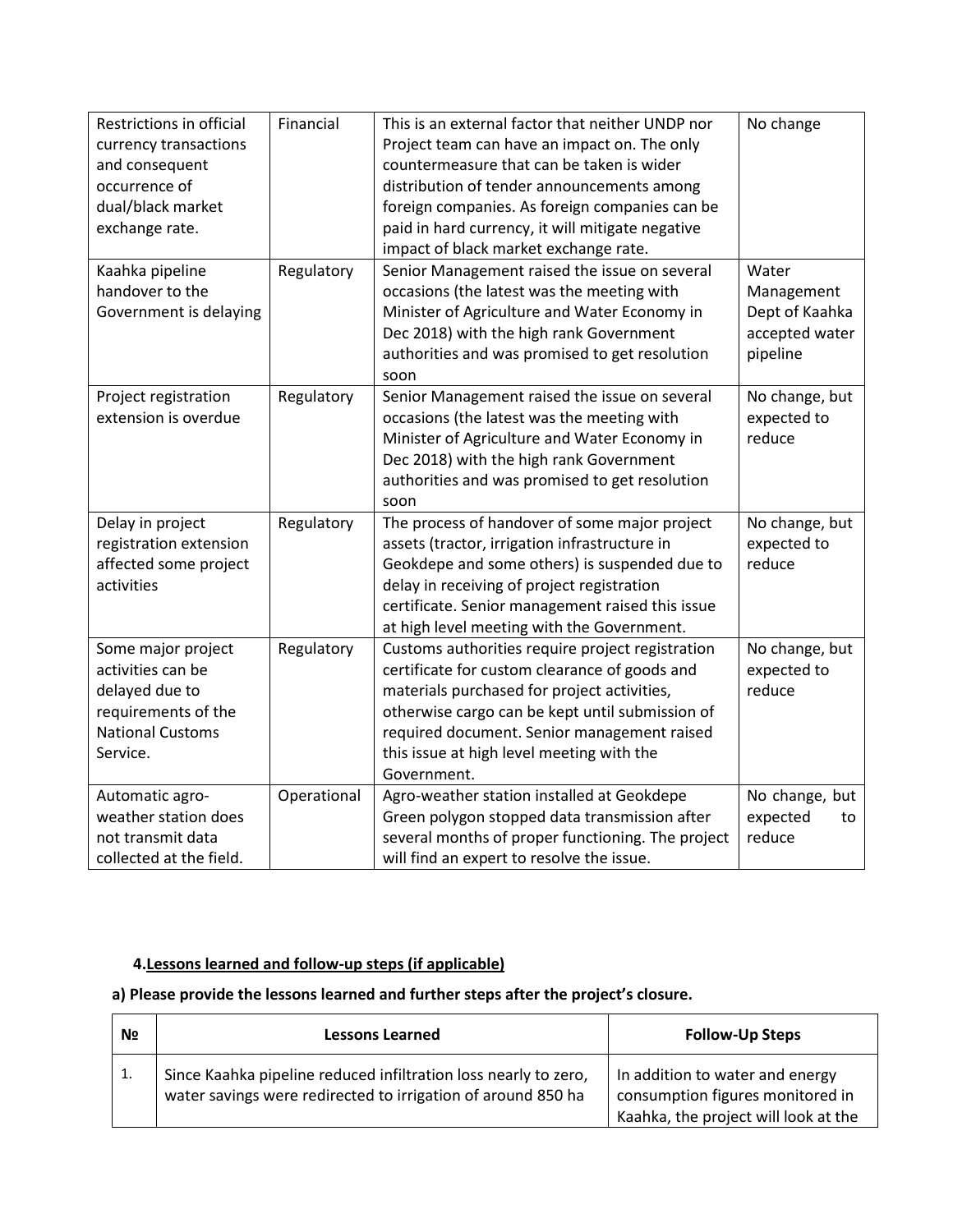| Restrictions in official currency transactions and consequent occurrence of dual/black market exchange rate. | Financial | This is an external factor that neither UNDP nor Project team can have an impact on. The only countermeasure that can be taken is wider distribution of tender announcements among foreign companies. As foreign companies can be paid in hard currency, it will mitigate negative impact of black market exchange rate. | No change |
|---|---|---|---|
| Kaahka pipeline handover to the Government is delaying | Regulatory | Senior Management raised the issue on several occasions (the latest was the meeting with Minister of Agriculture and Water Economy in Dec 2018) with the high rank Government authorities and was promised to get resolution soon | Water Management Dept of Kaahka accepted water pipeline |
| Project registration extension is overdue | Regulatory | Senior Management raised the issue on several occasions (the latest was the meeting with Minister of Agriculture and Water Economy in Dec 2018) with the high rank Government authorities and was promised to get resolution soon | No change, but expected to reduce |
| Delay in project registration extension affected some project activities | Regulatory | The process of handover of some major project assets (tractor, irrigation infrastructure in Geokdepe and some others) is suspended due to delay in receiving of project registration certificate. Senior management raised this issue at high level meeting with the Government. | No change, but expected to reduce |
| Some major project activities can be delayed due to requirements of the National Customs Service. | Regulatory | Customs authorities require project registration certificate for custom clearance of goods and materials purchased for project activities, otherwise cargo can be kept until submission of required document. Senior management raised this issue at high level meeting with the Government. | No change, but expected to reduce |
| Automatic agro-weather station does not transmit data collected at the field. | Operational | Agro-weather station installed at Geokdepe Green polygon stopped data transmission after several months of proper functioning. The project will find an expert to resolve the issue. | No change, but expected to reduce |

## 4. Lessons learned and follow-up steps (if applicable)

**a) Please provide the lessons learned and further steps after the project's closure.**

| № | Lessons Learned | Follow-Up Steps |
|---|---|---|
| 1. | Since Kaahka pipeline reduced infiltration loss nearly to zero, water savings were redirected to irrigation of around 850 ha | In addition to water and energy consumption figures monitored in Kaahka, the project will look at the |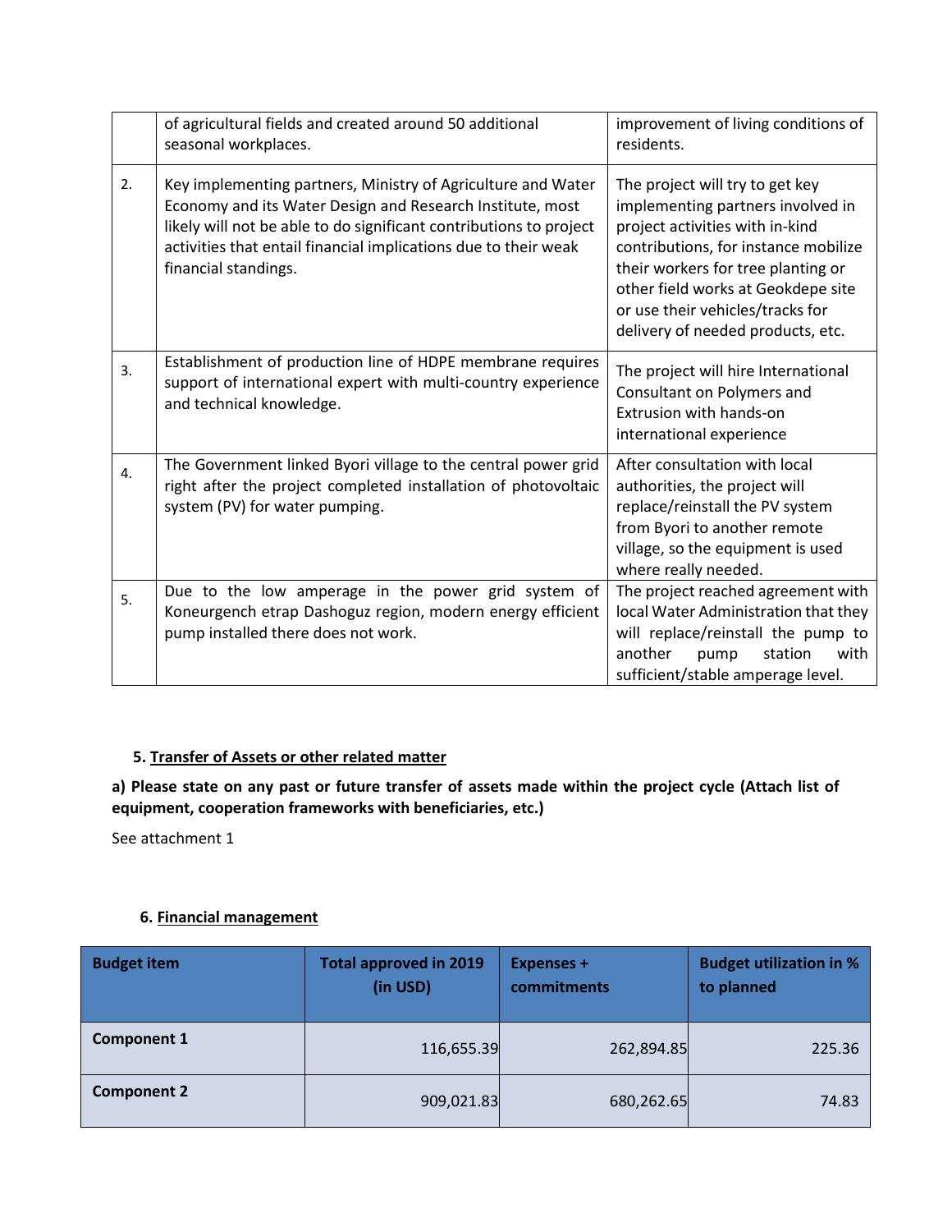|  |  |  |
|---|---|---|
|  | of agricultural fields and created around 50 additional seasonal workplaces. | improvement of living conditions of residents. |
| 2. | Key implementing partners, Ministry of Agriculture and Water Economy and its Water Design and Research Institute, most likely will not be able to do significant contributions to project activities that entail financial implications due to their weak financial standings. | The project will try to get key implementing partners involved in project activities with in-kind contributions, for instance mobilize their workers for tree planting or other field works at Geokdepe site or use their vehicles/tracks for delivery of needed products, etc. |
| 3. | Establishment of production line of HDPE membrane requires support of international expert with multi-country experience and technical knowledge. | The project will hire International Consultant on Polymers and Extrusion with hands-on international experience |
| 4. | The Government linked Byori village to the central power grid right after the project completed installation of photovoltaic system (PV) for water pumping. | After consultation with local authorities, the project will replace/reinstall the PV system from Byori to another remote village, so the equipment is used where really needed. |
| 5. | Due to the low amperage in the power grid system of Koneurgench etrap Dashoguz region, modern energy efficient pump installed there does not work. | The project reached agreement with local Water Administration that they will replace/reinstall the pump to another pump station with sufficient/stable amperage level. |

## 5. Transfer of Assets or other related matter

**a) Please state on any past or future transfer of assets made within the project cycle (Attach list of equipment, cooperation frameworks with beneficiaries, etc.)**

See attachment 1

## 6. Financial management

| Budget item | Total approved in 2019 (in USD) | Expenses + commitments | Budget utilization in % to planned |
|---|---|---|---|
| **Component 1** | 116,655.39 | 262,894.85 | 225.36 |
| **Component 2** | 909,021.83 | 680,262.65 | 74.83 |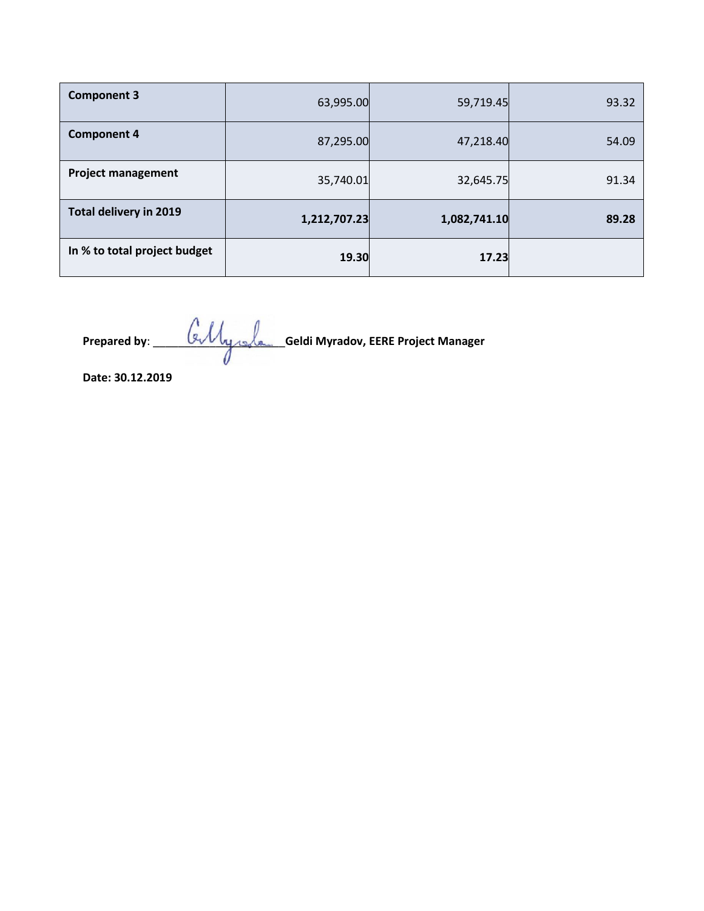| | | | |
|---|---|---|---|
| **Component 3** | 63,995.00 | 59,719.45 | 93.32 |
| **Component 4** | 87,295.00 | 47,218.40 | 54.09 |
| **Project management** | 35,740.01 | 32,645.75 | 91.34 |
| **Total delivery in 2019** | **1,212,707.23** | **1,082,741.10** | **89.28** |
| **In % to total project budget** | **19.30** | **17.23** | |

**Prepared by**: ____________________**Geldi Myradov, EERE Project Manager**

**Date: 30.12.2019**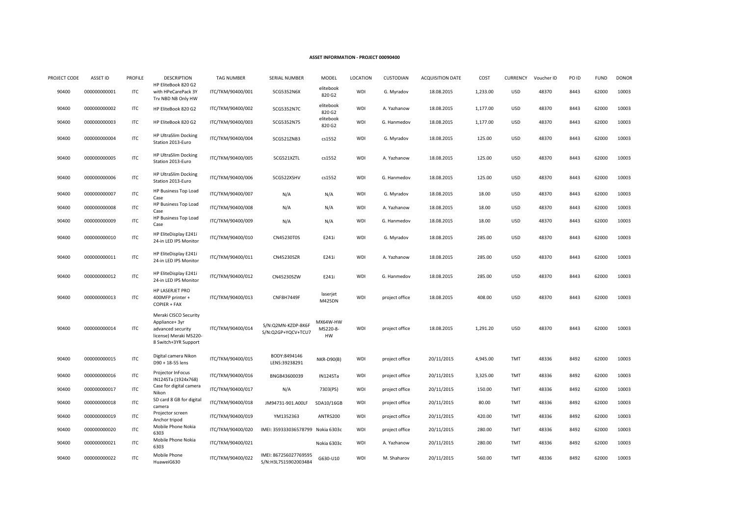## ASSET INFORMATION - PROJECT 00090400

| PROJECT CODE | ASSET ID | PROFILE | DESCRIPTION | TAG NUMBER | SERIAL NUMBER | MODEL | LOCATION | CUSTODIAN | ACQUISITION DATE | COST | CURRENCY | Voucher ID | PO ID | FUND | DONOR |
|---|---|---|---|---|---|---|---|---|---|---|---|---|---|---|---|
| 90400 | 000000000001 | ITC | HP EliteBook 820 G2 with HPeCarePack 3Y Trv NBD NB Only HW | ITC/TKM/90400/001 | 5CG5352N6X | elitebook 820 G2 | WDI | G. Myradov | 18.08.2015 | 1,233.00 | USD | 48370 | 8443 | 62000 | 10003 |
| 90400 | 000000000002 | ITC | HP EliteBook 820 G2 | ITC/TKM/90400/002 | 5CG5352N7C | elitebook 820 G2 | WDI | A. Yazhanow | 18.08.2015 | 1,177.00 | USD | 48370 | 8443 | 62000 | 10003 |
| 90400 | 000000000003 | ITC | HP EliteBook 820 G2 | ITC/TKM/90400/003 | 5CG5352N75 | elitebook 820 G2 | WDI | G. Hanmedov | 18.08.2015 | 1,177.00 | USD | 48370 | 8443 | 62000 | 10003 |
| 90400 | 000000000004 | ITC | HP UltraSlim Docking Station 2013-Euro | ITC/TKM/90400/004 | 5CG521ZNB3 | cs1552 | WDI | G. Myradov | 18.08.2015 | 125.00 | USD | 48370 | 8443 | 62000 | 10003 |
| 90400 | 000000000005 | ITC | HP UltraSlim Docking Station 2013-Euro | ITC/TKM/90400/005 | 5CG521XZTL | cs1552 | WDI | A. Yazhanow | 18.08.2015 | 125.00 | USD | 48370 | 8443 | 62000 | 10003 |
| 90400 | 000000000006 | ITC | HP UltraSlim Docking Station 2013-Euro | ITC/TKM/90400/006 | 5CG522XSHV | cs1552 | WDI | G. Hanmedov | 18.08.2015 | 125.00 | USD | 48370 | 8443 | 62000 | 10003 |
| 90400 | 000000000007 | ITC | HP Business Top Load Case | ITC/TKM/90400/007 | N/A | N/A | WDI | G. Myradov | 18.08.2015 | 18.00 | USD | 48370 | 8443 | 62000 | 10003 |
| 90400 | 000000000008 | ITC | HP Business Top Load Case | ITC/TKM/90400/008 | N/A | N/A | WDI | A. Yazhanow | 18.08.2015 | 18.00 | USD | 48370 | 8443 | 62000 | 10003 |
| 90400 | 000000000009 | ITC | HP Business Top Load Case | ITC/TKM/90400/009 | N/A | N/A | WDI | G. Hanmedov | 18.08.2015 | 18.00 | USD | 48370 | 8443 | 62000 | 10003 |
| 90400 | 000000000010 | ITC | HP EliteDisplay E241i 24-in LED IPS Monitor | ITC/TKM/90400/010 | CN45230T0S | E241i | WDI | G. Myradov | 18.08.2015 | 285.00 | USD | 48370 | 8443 | 62000 | 10003 |
| 90400 | 000000000011 | ITC | HP EliteDisplay E241i 24-in LED IPS Monitor | ITC/TKM/90400/011 | CN45230SZR | E241i | WDI | A. Yazhanow | 18.08.2015 | 285.00 | USD | 48370 | 8443 | 62000 | 10003 |
| 90400 | 000000000012 | ITC | HP EliteDisplay E241i 24-in LED IPS Monitor | ITC/TKM/90400/012 | CN45230SZW | E241i | WDI | G. Hanmedov | 18.08.2015 | 285.00 | USD | 48370 | 8443 | 62000 | 10003 |
| 90400 | 000000000013 | ITC | HP LASERJET PRO 400MFP printer + COPIER + FAX | ITC/TKM/90400/013 | CNF8H7449F | laserjet M425DN | WDI | project office | 18.08.2015 | 408.00 | USD | 48370 | 8443 | 62000 | 10003 |
| 90400 | 000000000014 | ITC | Meraki CISCO Security Appliance+ 3yr advanced security license) Meraki MS220-8 Switch+3YR Support | ITC/TKM/90400/014 | S/N:Q2MN-KZDP-8K6F S/N:Q2GP+YQCV+TCU7 | MX64W-HW MS220-8-HW | WDI | project office | 18.08.2015 | 1,291.20 | USD | 48370 | 8443 | 62000 | 10003 |
| 90400 | 000000000015 | ITC | Digital camera Nikon D90 + 18-55 lens | ITC/TKM/90400/015 | BODY:8494146 LENS:39238291 | NKR-D90(B) | WDI | project office | 20/11/2015 | 4,945.00 | TMT | 48336 | 8492 | 62000 | 10003 |
| 90400 | 000000000016 | ITC | Projector InFocus IN124STa (1924x768) | ITC/TKM/90400/016 | BNGB43600039 | IN124STa | WDI | project office | 20/11/2015 | 3,325.00 | TMT | 48336 | 8492 | 62000 | 10003 |
| 90400 | 000000000017 | ITC | Case for digital camera Nikon | ITC/TKM/90400/017 | N/A | 7303(PS) | WDI | project office | 20/11/2015 | 150.00 | TMT | 48336 | 8492 | 62000 | 10003 |
| 90400 | 000000000018 | ITC | SD card 8 GB for digital camera | ITC/TKM/90400/018 | JM94731-901.A00LF | SDA10/16GB | WDI | project office | 20/11/2015 | 80.00 | TMT | 48336 | 8492 | 62000 | 10003 |
| 90400 | 000000000019 | ITC | Projector screen Anchor tripod | ITC/TKM/90400/019 | YM1352363 | ANTRS200 | WDI | project office | 20/11/2015 | 420.00 | TMT | 48336 | 8492 | 62000 | 10003 |
| 90400 | 000000000020 | ITC | Mobile Phone Nokia 6303 | ITC/TKM/90400/020 | IMEI: 359333036578799 | Nokia 6303c | WDI | project office | 20/11/2015 | 280.00 | TMT | 48336 | 8492 | 62000 | 10003 |
| 90400 | 000000000021 | ITC | Mobile Phone Nokia 6303 | ITC/TKM/90400/021 | | Nokia 6303c | WDI | A. Yazhanow | 20/11/2015 | 280.00 | TMT | 48336 | 8492 | 62000 | 10003 |
| 90400 | 000000000022 | ITC | Mobile Phone HuaweiG630 | ITC/TKM/90400/022 | IMEI: 867256027769595 S/N:H3L7S15902003484 | G630-U10 | WDI | M. Shaharov | 20/11/2015 | 560.00 | TMT | 48336 | 8492 | 62000 | 10003 |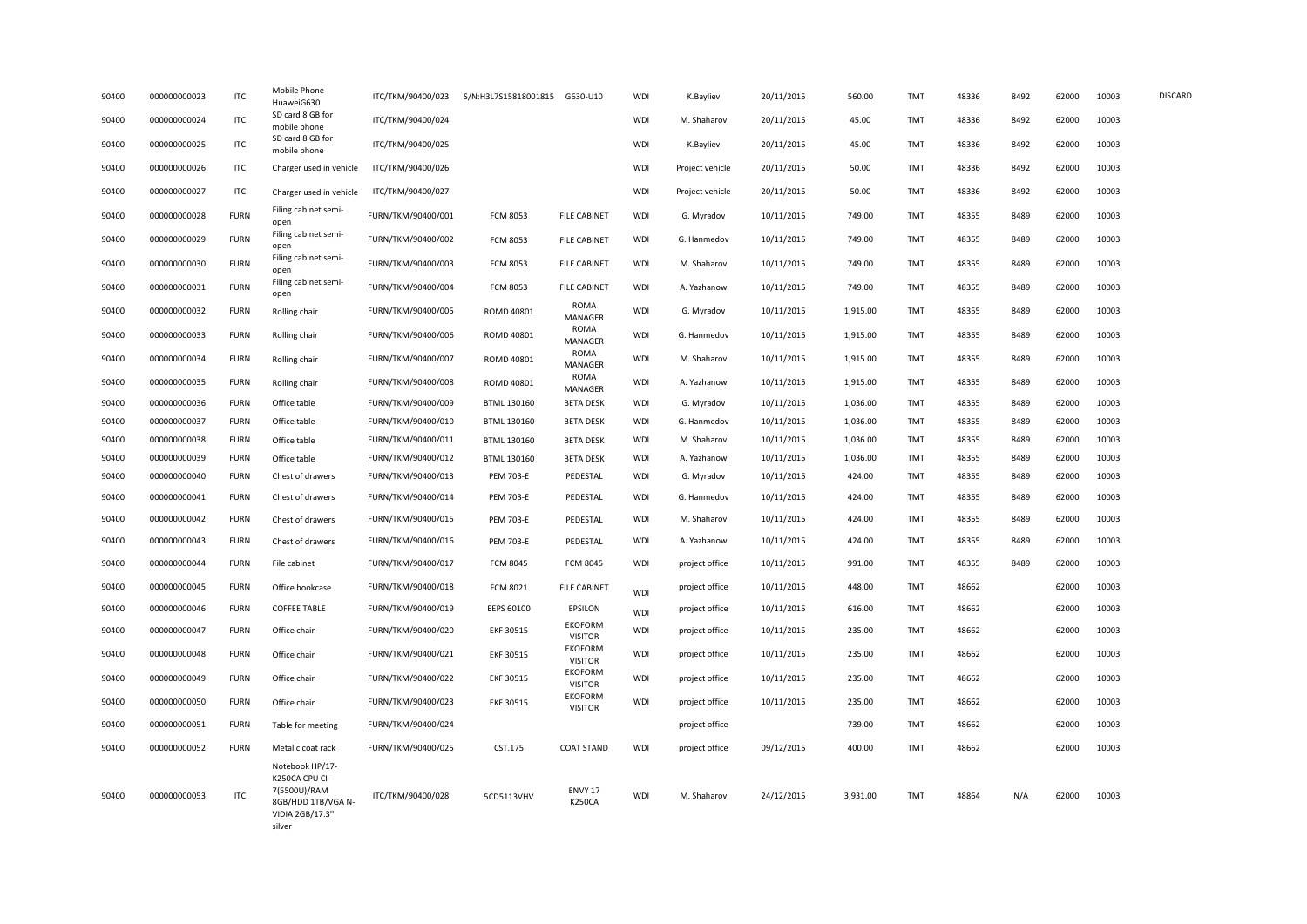| | | | | | | | | | | | | | | | | |
|---|---|---|---|---|---|---|---|---|---|---|---|---|---|---|---|---|
| 90400 | 000000000023 | ITC | Mobile Phone HuaweiG630 | ITC/TKM/90400/023 | S/N:H3L7S15818001815 | G630-U10 | WDI | K.Bayliev | 20/11/2015 | 560.00 | TMT | 48336 | 8492 | 62000 | 10003 | DISCARD |
| 90400 | 000000000024 | ITC | SD card 8 GB for mobile phone | ITC/TKM/90400/024 | | | WDI | M. Shaharov | 20/11/2015 | 45.00 | TMT | 48336 | 8492 | 62000 | 10003 | |
| 90400 | 000000000025 | ITC | SD card 8 GB for mobile phone | ITC/TKM/90400/025 | | | WDI | K.Bayliev | 20/11/2015 | 45.00 | TMT | 48336 | 8492 | 62000 | 10003 | |
| 90400 | 000000000026 | ITC | Charger used in vehicle | ITC/TKM/90400/026 | | | WDI | Project vehicle | 20/11/2015 | 50.00 | TMT | 48336 | 8492 | 62000 | 10003 | |
| 90400 | 000000000027 | ITC | Charger used in vehicle | ITC/TKM/90400/027 | | | WDI | Project vehicle | 20/11/2015 | 50.00 | TMT | 48336 | 8492 | 62000 | 10003 | |
| 90400 | 000000000028 | FURN | Filing cabinet semi-open | FURN/TKM/90400/001 | FCM 8053 | FILE CABINET | WDI | G. Myradov | 10/11/2015 | 749.00 | TMT | 48355 | 8489 | 62000 | 10003 | |
| 90400 | 000000000029 | FURN | Filing cabinet semi-open | FURN/TKM/90400/002 | FCM 8053 | FILE CABINET | WDI | G. Hanmedov | 10/11/2015 | 749.00 | TMT | 48355 | 8489 | 62000 | 10003 | |
| 90400 | 000000000030 | FURN | Filing cabinet semi-open | FURN/TKM/90400/003 | FCM 8053 | FILE CABINET | WDI | M. Shaharov | 10/11/2015 | 749.00 | TMT | 48355 | 8489 | 62000 | 10003 | |
| 90400 | 000000000031 | FURN | Filing cabinet semi-open | FURN/TKM/90400/004 | FCM 8053 | FILE CABINET | WDI | A. Yazhanow | 10/11/2015 | 749.00 | TMT | 48355 | 8489 | 62000 | 10003 | |
| 90400 | 000000000032 | FURN | Rolling chair | FURN/TKM/90400/005 | ROMD 40801 | ROMA MANAGER | WDI | G. Myradov | 10/11/2015 | 1,915.00 | TMT | 48355 | 8489 | 62000 | 10003 | |
| 90400 | 000000000033 | FURN | Rolling chair | FURN/TKM/90400/006 | ROMD 40801 | ROMA MANAGER | WDI | G. Hanmedov | 10/11/2015 | 1,915.00 | TMT | 48355 | 8489 | 62000 | 10003 | |
| 90400 | 000000000034 | FURN | Rolling chair | FURN/TKM/90400/007 | ROMD 40801 | ROMA MANAGER | WDI | M. Shaharov | 10/11/2015 | 1,915.00 | TMT | 48355 | 8489 | 62000 | 10003 | |
| 90400 | 000000000035 | FURN | Rolling chair | FURN/TKM/90400/008 | ROMD 40801 | ROMA MANAGER | WDI | A. Yazhanow | 10/11/2015 | 1,915.00 | TMT | 48355 | 8489 | 62000 | 10003 | |
| 90400 | 000000000036 | FURN | Office table | FURN/TKM/90400/009 | BTML 130160 | BETA DESK | WDI | G. Myradov | 10/11/2015 | 1,036.00 | TMT | 48355 | 8489 | 62000 | 10003 | |
| 90400 | 000000000037 | FURN | Office table | FURN/TKM/90400/010 | BTML 130160 | BETA DESK | WDI | G. Hanmedov | 10/11/2015 | 1,036.00 | TMT | 48355 | 8489 | 62000 | 10003 | |
| 90400 | 000000000038 | FURN | Office table | FURN/TKM/90400/011 | BTML 130160 | BETA DESK | WDI | M. Shaharov | 10/11/2015 | 1,036.00 | TMT | 48355 | 8489 | 62000 | 10003 | |
| 90400 | 000000000039 | FURN | Office table | FURN/TKM/90400/012 | BTML 130160 | BETA DESK | WDI | A. Yazhanow | 10/11/2015 | 1,036.00 | TMT | 48355 | 8489 | 62000 | 10003 | |
| 90400 | 000000000040 | FURN | Chest of drawers | FURN/TKM/90400/013 | PEM 703-E | PEDESTAL | WDI | G. Myradov | 10/11/2015 | 424.00 | TMT | 48355 | 8489 | 62000 | 10003 | |
| 90400 | 000000000041 | FURN | Chest of drawers | FURN/TKM/90400/014 | PEM 703-E | PEDESTAL | WDI | G. Hanmedov | 10/11/2015 | 424.00 | TMT | 48355 | 8489 | 62000 | 10003 | |
| 90400 | 000000000042 | FURN | Chest of drawers | FURN/TKM/90400/015 | PEM 703-E | PEDESTAL | WDI | M. Shaharov | 10/11/2015 | 424.00 | TMT | 48355 | 8489 | 62000 | 10003 | |
| 90400 | 000000000043 | FURN | Chest of drawers | FURN/TKM/90400/016 | PEM 703-E | PEDESTAL | WDI | A. Yazhanow | 10/11/2015 | 424.00 | TMT | 48355 | 8489 | 62000 | 10003 | |
| 90400 | 000000000044 | FURN | File cabinet | FURN/TKM/90400/017 | FCM 8045 | FCM 8045 | WDI | project office | 10/11/2015 | 991.00 | TMT | 48355 | 8489 | 62000 | 10003 | |
| 90400 | 000000000045 | FURN | Office bookcase | FURN/TKM/90400/018 | FCM 8021 | FILE CABINET | WDI | project office | 10/11/2015 | 448.00 | TMT | 48662 | | 62000 | 10003 | |
| 90400 | 000000000046 | FURN | COFFEE TABLE | FURN/TKM/90400/019 | EEPS 60100 | EPSILON | WDI | project office | 10/11/2015 | 616.00 | TMT | 48662 | | 62000 | 10003 | |
| 90400 | 000000000047 | FURN | Office chair | FURN/TKM/90400/020 | EKF 30515 | EKOFORM VISITOR | WDI | project office | 10/11/2015 | 235.00 | TMT | 48662 | | 62000 | 10003 | |
| 90400 | 000000000048 | FURN | Office chair | FURN/TKM/90400/021 | EKF 30515 | EKOFORM VISITOR | WDI | project office | 10/11/2015 | 235.00 | TMT | 48662 | | 62000 | 10003 | |
| 90400 | 000000000049 | FURN | Office chair | FURN/TKM/90400/022 | EKF 30515 | EKOFORM VISITOR | WDI | project office | 10/11/2015 | 235.00 | TMT | 48662 | | 62000 | 10003 | |
| 90400 | 000000000050 | FURN | Office chair | FURN/TKM/90400/023 | EKF 30515 | EKOFORM VISITOR | WDI | project office | 10/11/2015 | 235.00 | TMT | 48662 | | 62000 | 10003 | |
| 90400 | 000000000051 | FURN | Table for meeting | FURN/TKM/90400/024 | | | | project office | | 739.00 | TMT | 48662 | | 62000 | 10003 | |
| 90400 | 000000000052 | FURN | Metalic coat rack | FURN/TKM/90400/025 | CST.175 | COAT STAND | WDI | project office | 09/12/2015 | 400.00 | TMT | 48662 | | 62000 | 10003 | |
| 90400 | 000000000053 | ITC | Notebook HP/17-K250CA CPU CI-7(5500U)/RAM 8GB/HDD 1TB/VGA N-VIDIA 2GB/17.3'' silver | ITC/TKM/90400/028 | 5CD5113VHV | ENVY 17 K250CA | WDI | M. Shaharov | 24/12/2015 | 3,931.00 | TMT | 48864 | N/A | 62000 | 10003 | |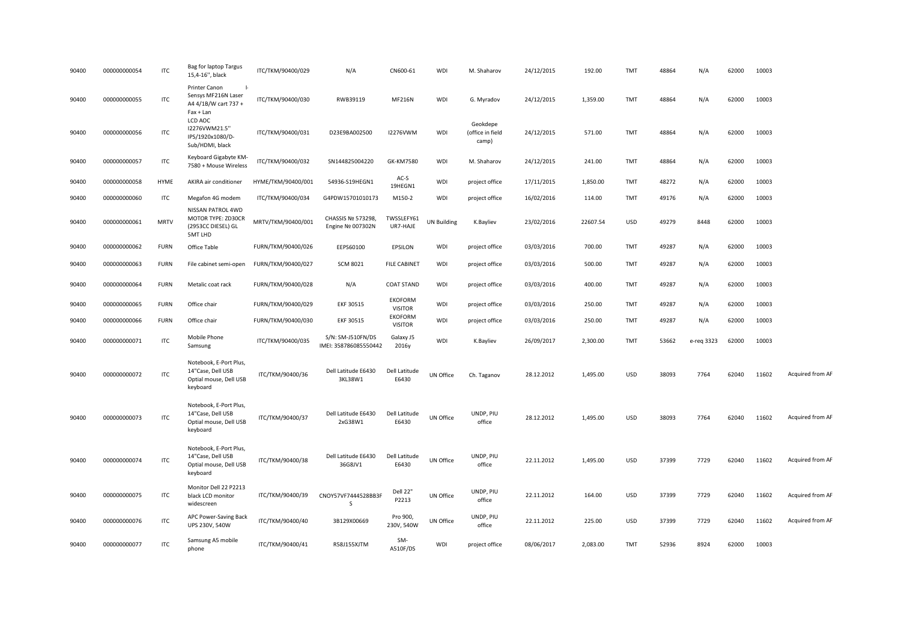| 90400 | 000000000054 | ITC | Bag for laptop Targus 15,4-16'', black | ITC/TKM/90400/029 | N/A | CN600-61 | WDI | M. Shaharov | 24/12/2015 | 192.00 | TMT | 48864 | N/A | 62000 | 10003 | |
|---|---|---|---|---|---|---|---|---|---|---|---|---|---|---|---|---|
| 90400 | 000000000055 | ITC | Printer Canon I-Sensys MF216N Laser A4 4/1B/W cart 737 + Fax + Lan | ITC/TKM/90400/030 | RWB39119 | MF216N | WDI | G. Myradov | 24/12/2015 | 1,359.00 | TMT | 48864 | N/A | 62000 | 10003 | |
| 90400 | 000000000056 | ITC | LCD AOC I2276VWM21.5'' IPS/1920x1080/D-Sub/HDMI, black | ITC/TKM/90400/031 | D23E9BA002500 | I2276VWM | WDI | Geokdepe (office in field camp) | 24/12/2015 | 571.00 | TMT | 48864 | N/A | 62000 | 10003 | |
| 90400 | 000000000057 | ITC | Keyboard Gigabyte KM-7580 + Mouse Wireless | ITC/TKM/90400/032 | SN144825004220 | GK-KM7580 | WDI | M. Shaharov | 24/12/2015 | 241.00 | TMT | 48864 | N/A | 62000 | 10003 | |
| 90400 | 000000000058 | HYME | AKIRA air conditioner | HYME/TKM/90400/001 | 54936-S19HEGN1 | AC-S 19HEGN1 | WDI | project office | 17/11/2015 | 1,850.00 | TMT | 48272 | N/A | 62000 | 10003 | |
| 90400 | 000000000060 | ITC | Megafon 4G modem | ITC/TKM/90400/034 | G4PDW15701010173 | M150-2 | WDI | project office | 16/02/2016 | 114.00 | TMT | 49176 | N/A | 62000 | 10003 | |
| 90400 | 000000000061 | MRTV | NISSAN PATROL 4WD MOTOR TYPE: ZD30CR (2953CC DIESEL) GL 5MT LHD | MRTV/TKM/90400/001 | CHASSIS № 573298, Engine № 007302N | TWSSLEFY61 UR7-HAJE | UN Building | K.Bayliev | 23/02/2016 | 22607.54 | USD | 49279 | 8448 | 62000 | 10003 | |
| 90400 | 000000000062 | FURN | Office Table | FURN/TKM/90400/026 | EEPS60100 | EPSILON | WDI | project office | 03/03/2016 | 700.00 | TMT | 49287 | N/A | 62000 | 10003 | |
| 90400 | 000000000063 | FURN | File cabinet semi-open | FURN/TKM/90400/027 | SCM 8021 | FILE CABINET | WDI | project office | 03/03/2016 | 500.00 | TMT | 49287 | N/A | 62000 | 10003 | |
| 90400 | 000000000064 | FURN | Metalic coat rack | FURN/TKM/90400/028 | N/A | COAT STAND | WDI | project office | 03/03/2016 | 400.00 | TMT | 49287 | N/A | 62000 | 10003 | |
| 90400 | 000000000065 | FURN | Office chair | FURN/TKM/90400/029 | EKF 30515 | EKOFORM VISITOR | WDI | project office | 03/03/2016 | 250.00 | TMT | 49287 | N/A | 62000 | 10003 | |
| 90400 | 000000000066 | FURN | Office chair | FURN/TKM/90400/030 | EKF 30515 | EKOFORM VISITOR | WDI | project office | 03/03/2016 | 250.00 | TMT | 49287 | N/A | 62000 | 10003 | |
| 90400 | 000000000071 | ITC | Mobile Phone Samsung | ITC/TKM/90400/035 | S/N: SM-J510FN/DS IMEI: 358786085550442 | Galaxy J5 2016y | WDI | K.Bayliev | 26/09/2017 | 2,300.00 | TMT | 53662 | e-req 3323 | 62000 | 10003 | |
| 90400 | 000000000072 | ITC | Notebook, E-Port Plus, 14"Case, Dell USB Optial mouse, Dell USB keyboard | ITC/TKM/90400/36 | Dell Latitude E6430 3KL38W1 | Dell Latitude E6430 | UN Office | Ch. Taganov | 28.12.2012 | 1,495.00 | USD | 38093 | 7764 | 62040 | 11602 | Acquired from AF |
| 90400 | 000000000073 | ITC | Notebook, E-Port Plus, 14"Case, Dell USB Optial mouse, Dell USB keyboard | ITC/TKM/90400/37 | Dell Latitude E6430 2xG38W1 | Dell Latitude E6430 | UN Office | UNDP, PIU office | 28.12.2012 | 1,495.00 | USD | 38093 | 7764 | 62040 | 11602 | Acquired from AF |
| 90400 | 000000000074 | ITC | Notebook, E-Port Plus, 14"Case, Dell USB Optial mouse, Dell USB keyboard | ITC/TKM/90400/38 | Dell Latitude E6430 36G8JV1 | Dell Latitude E6430 | UN Office | UNDP, PIU office | 22.11.2012 | 1,495.00 | USD | 37399 | 7729 | 62040 | 11602 | Acquired from AF |
| 90400 | 000000000075 | ITC | Monitor Dell 22 P2213 black LCD monitor widescreen | ITC/TKM/90400/39 | CNOY57VF7444528BB3F S | Dell 22" P2213 | UN Office | UNDP, PIU office | 22.11.2012 | 164.00 | USD | 37399 | 7729 | 62040 | 11602 | Acquired from AF |
| 90400 | 000000000076 | ITC | APC Power-Saving Back UPS 230V, 540W | ITC/TKM/90400/40 | 3B129X00669 | Pro 900, 230V, 540W | UN Office | UNDP, PIU office | 22.11.2012 | 225.00 | USD | 37399 | 7729 | 62040 | 11602 | Acquired from AF |
| 90400 | 000000000077 | ITC | Samsung A5 mobile phone | ITC/TKM/90400/41 | R58J155XJTM | SM-A510F/DS | WDI | project office | 08/06/2017 | 2,083.00 | TMT | 52936 | 8924 | 62000 | 10003 | |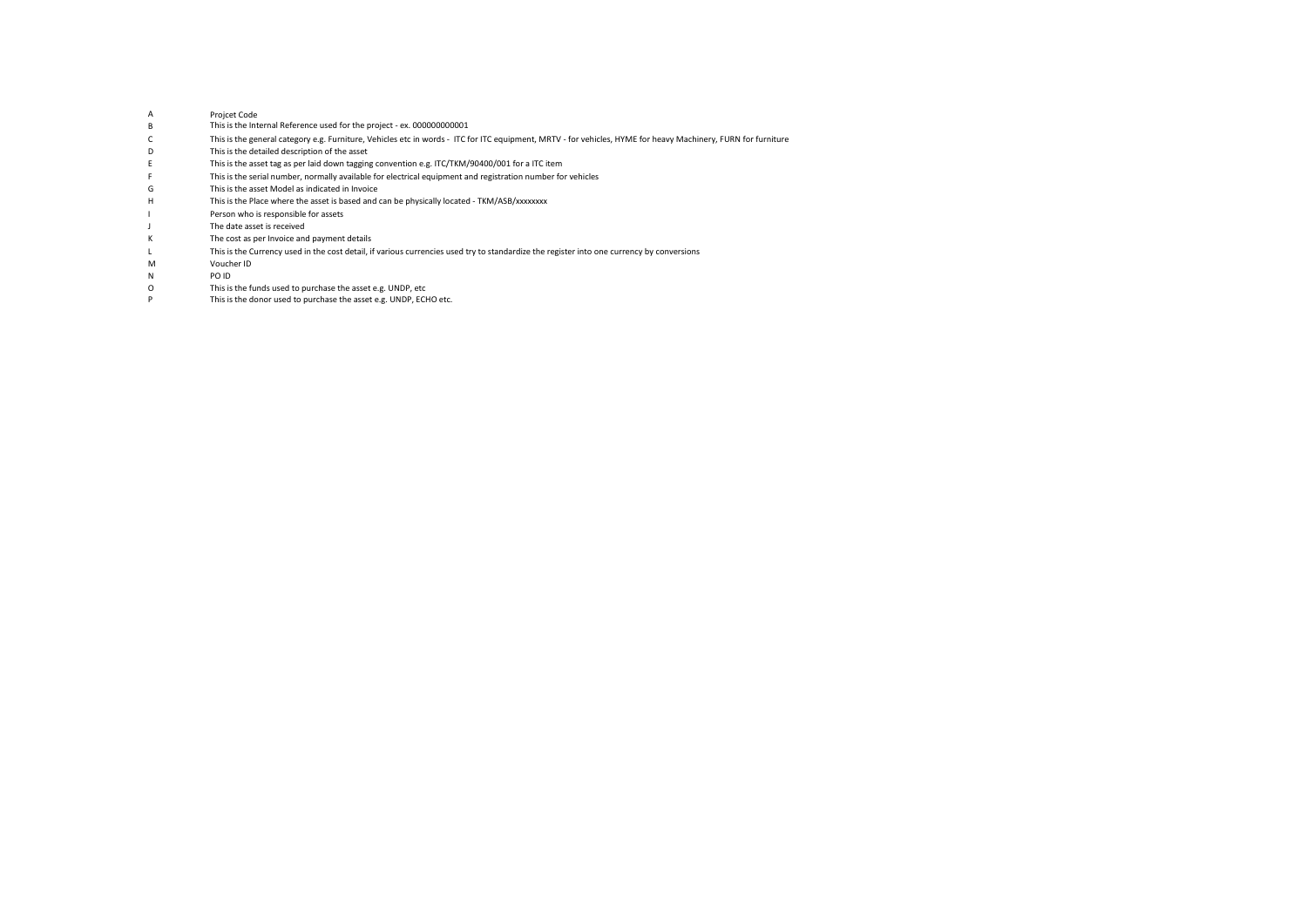| | |
|---|---|
| A | Projcet Code |
| B | This is the Internal Reference used for the project - ex. 000000000001 |
| C | This is the general category e.g. Furniture, Vehicles etc in words - ITC for ITC equipment, MRTV - for vehicles, HYME for heavy Machinery, FURN for furniture |
| D | This is the detailed description of the asset |
| E | This is the asset tag as per laid down tagging convention e.g. ITC/TKM/90400/001 for a ITC item |
| F | This is the serial number, normally available for electrical equipment and registration number for vehicles |
| G | This is the asset Model as indicated in Invoice |
| H | This is the Place where the asset is based and can be physically located - TKM/ASB/xxxxxxxx |
| I | Person who is responsible for assets |
| J | The date asset is received |
| K | The cost as per Invoice and payment details |
| L | This is the Currency used in the cost detail, if various currencies used try to standardize the register into one currency by conversions |
| M | Voucher ID |
| N | PO ID |
| O | This is the funds used to purchase the asset e.g. UNDP, etc |
| P | This is the donor used to purchase the asset e.g. UNDP, ECHO etc. |